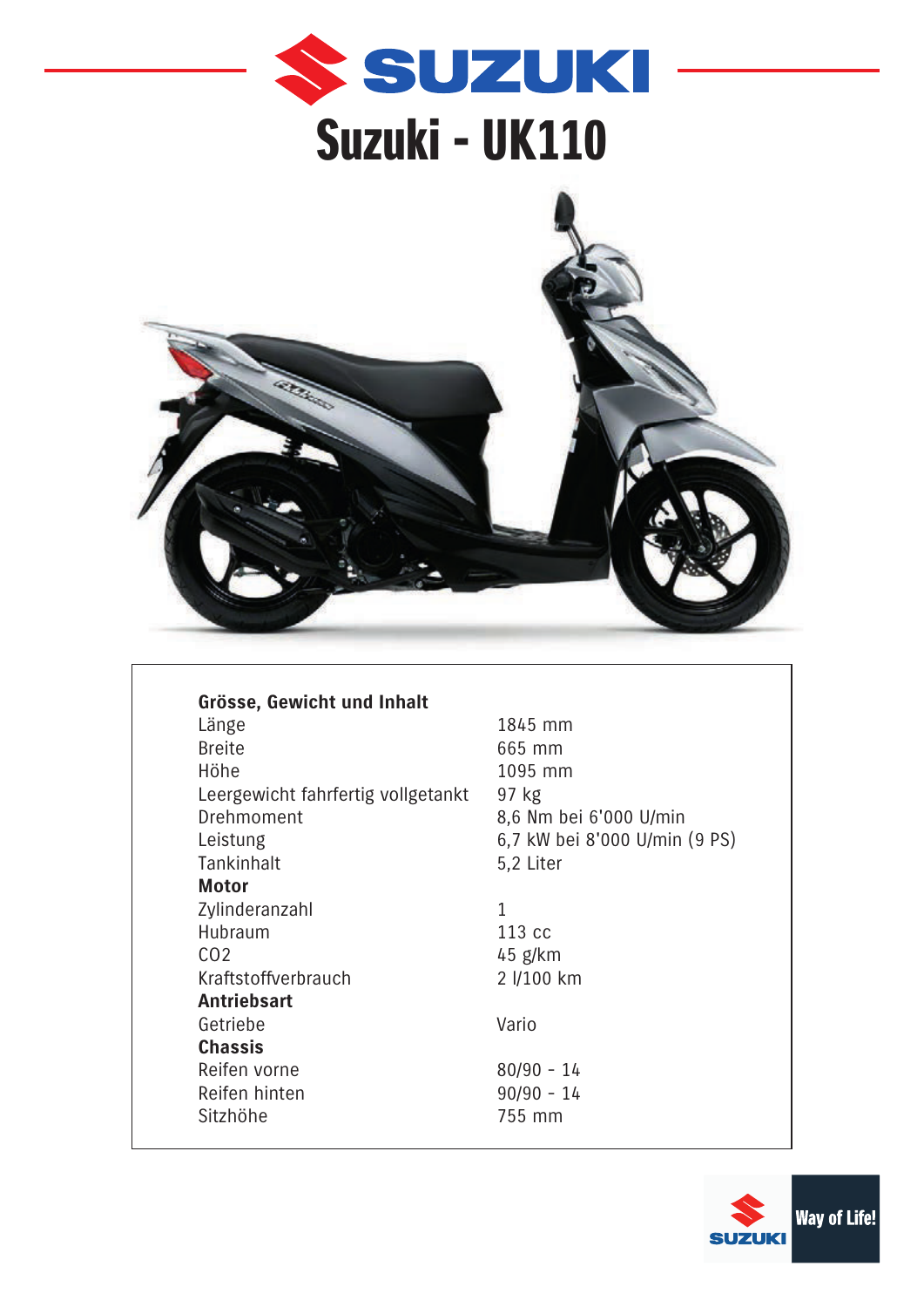# SUZUKI

# Suzuki - UK110

| | |
|---|---|
| **Grösse, Gewicht und Inhalt** | |
| Länge | 1845 mm |
| Breite | 665 mm |
| Höhe | 1095 mm |
| Leergewicht fahrfertig vollgetankt | 97 kg |
| Drehmoment | 8,6 Nm bei 6'000 U/min |
| Leistung | 6,7 kW bei 8'000 U/min (9 PS) |
| Tankinhalt | 5,2 Liter |
| **Motor** | |
| Zylinderanzahl | 1 |
| Hubraum | 113 cc |
| $CO_2$ | 45 g/km |
| Kraftstoffverbrauch | 2 l/100 km |
| **Antriebsart** | |
| Getriebe | Vario |
| **Chassis** | |
| Reifen vorne | 80/90 - 14 |
| Reifen hinten | 90/90 - 14 |
| Sitzhöhe | 755 mm |

SUZUKI Way of Life!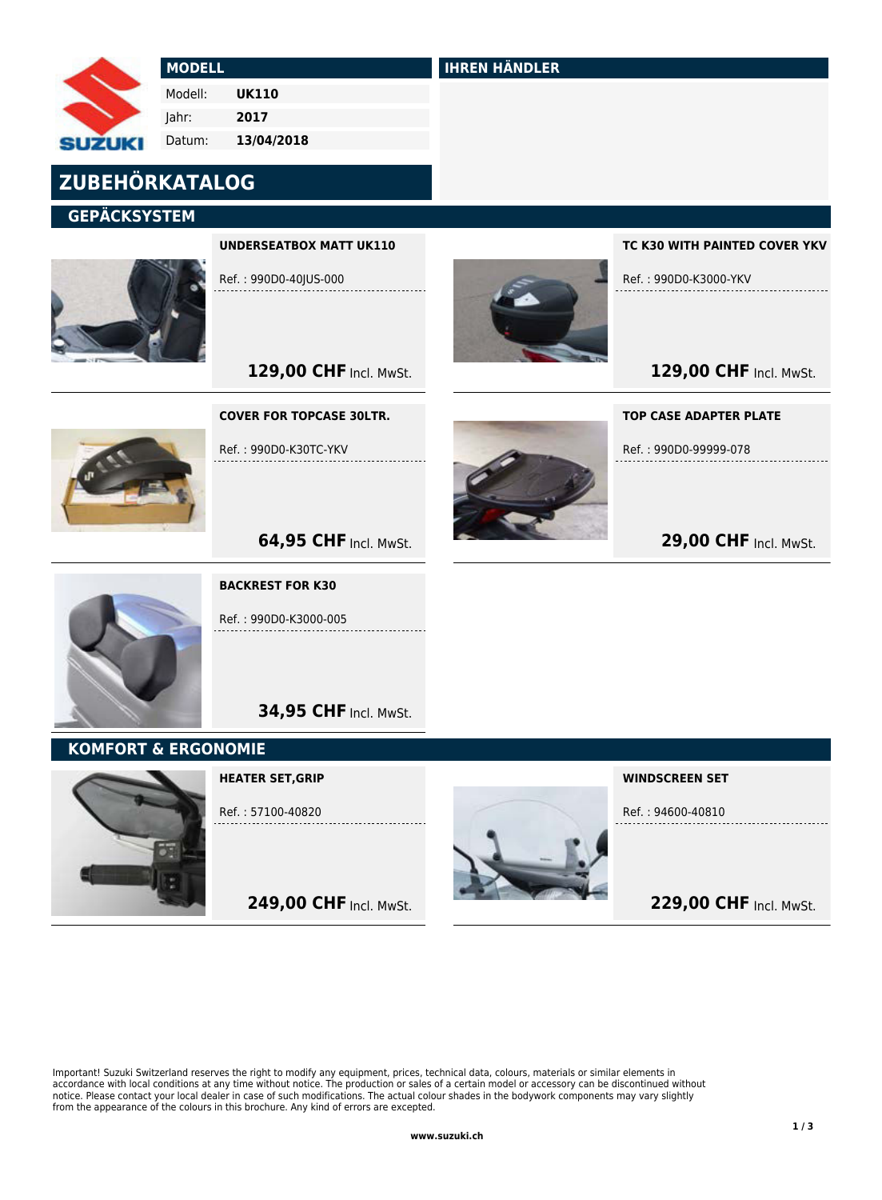## MODELL

| | |
|---|---|
| Modell: | **UK110** |
| Jahr: | **2017** |
| Datum: | **13/04/2018** |

## IHREN HÄNDLER

# ZUBEHÖRKATALOG

## GEPÄCKSYSTEM

**UNDERSEATBOX MATT UK110**

Ref. : 990D0-40JUS-000

**129,00 CHF** Incl. MwSt.

**TC K30 WITH PAINTED COVER YKV**

Ref. : 990D0-K3000-YKV

**129,00 CHF** Incl. MwSt.

**COVER FOR TOPCASE 30LTR.**

Ref. : 990D0-K30TC-YKV

**64,95 CHF** Incl. MwSt.

**TOP CASE ADAPTER PLATE**

Ref. : 990D0-99999-078

**29,00 CHF** Incl. MwSt.

**BACKREST FOR K30**

Ref. : 990D0-K3000-005

**34,95 CHF** Incl. MwSt.

## KOMFORT & ERGONOMIE

**HEATER SET,GRIP**

Ref. : 57100-40820

**249,00 CHF** Incl. MwSt.

**WINDSCREEN SET**

Ref. : 94600-40810

**229,00 CHF** Incl. MwSt.

Important! Suzuki Switzerland reserves the right to modify any equipment, prices, technical data, colours, materials or similar elements in accordance with local conditions at any time without notice. The production or sales of a certain model or accessory can be discontinued without notice. Please contact your local dealer in case of such modifications. The actual colour shades in the bodywork components may vary slightly from the appearance of the colours in this brochure. Any kind of errors are excepted.

www.suzuki.ch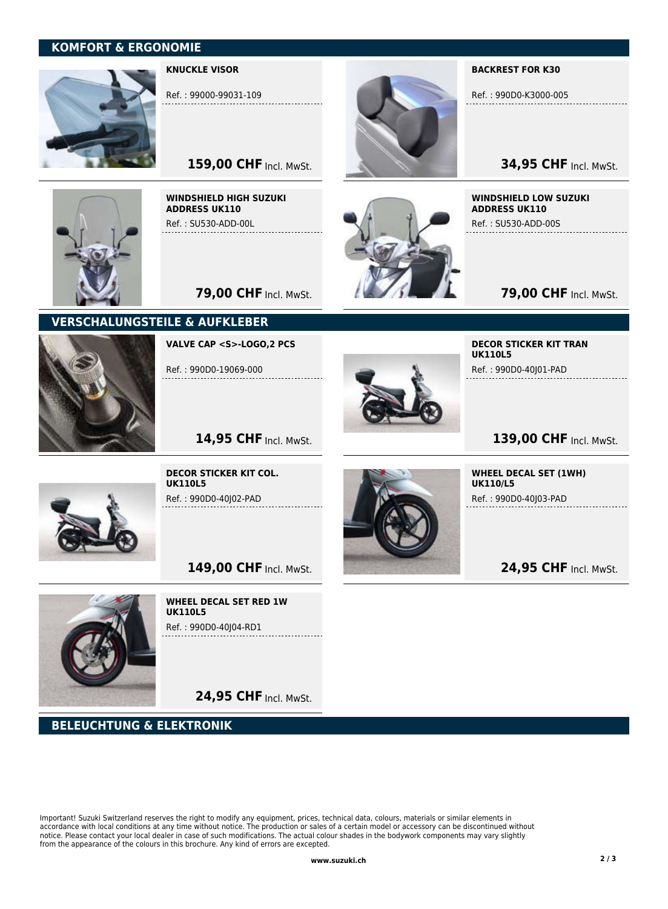## KOMFORT & ERGONOMIE

### KNUCKLE VISOR

Ref. : 99000-99031-109

**159,00 CHF** Incl. MwSt.

### BACKREST FOR K30

Ref. : 990D0-K3000-005

**34,95 CHF** Incl. MwSt.

### WINDSHIELD HIGH SUZUKI ADDRESS UK110

Ref. : SU530-ADD-00L

**79,00 CHF** Incl. MwSt.

### WINDSHIELD LOW SUZUKI ADDRESS UK110

Ref. : SU530-ADD-00S

**79,00 CHF** Incl. MwSt.

## VERSCHALUNGSTEILE & AUFKLEBER

### VALVE CAP <S>-LOGO,2 PCS

Ref. : 990D0-19069-000

**14,95 CHF** Incl. MwSt.

### DECOR STICKER KIT TRAN UK110L5

Ref. : 990D0-40J01-PAD

**139,00 CHF** Incl. MwSt.

### DECOR STICKER KIT COL. UK110L5

Ref. : 990D0-40J02-PAD

**149,00 CHF** Incl. MwSt.

### WHEEL DECAL SET (1WH) UK110/L5

Ref. : 990D0-40J03-PAD

**24,95 CHF** Incl. MwSt.

### WHEEL DECAL SET RED 1W UK110L5

Ref. : 990D0-40J04-RD1

**24,95 CHF** Incl. MwSt.

## BELEUCHTUNG & ELEKTRONIK

Important! Suzuki Switzerland reserves the right to modify any equipment, prices, technical data, colours, materials or similar elements in accordance with local conditions at any time without notice. The production or sales of a certain model or accessory can be discontinued without notice. Please contact your local dealer in case of such modifications. The actual colour shades in the bodywork components may vary slightly from the appearance of the colours in this brochure. Any kind of errors are excepted.

**www.suzuki.ch**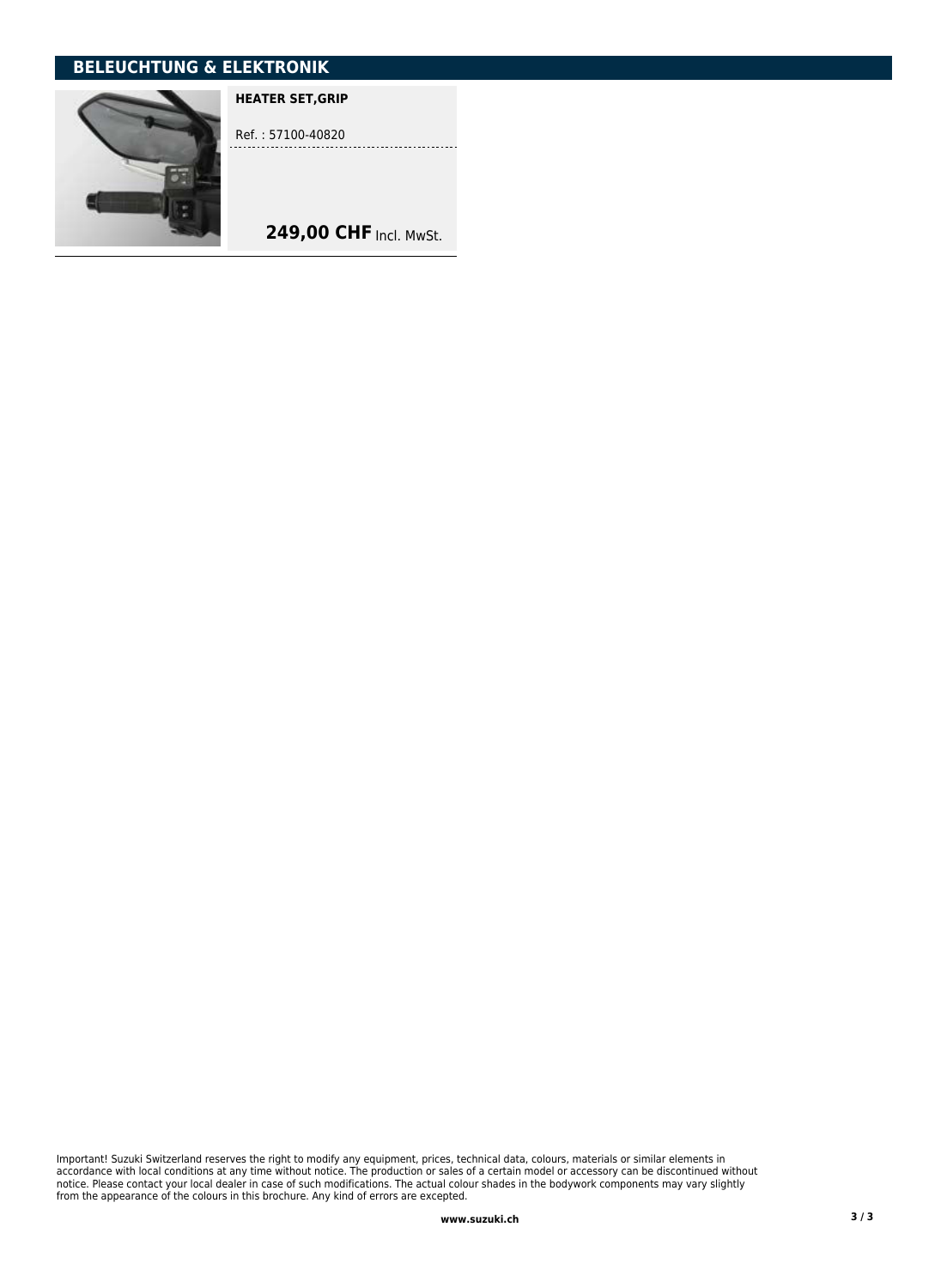## BELEUCHTUNG & ELEKTRONIK

**HEATER SET,GRIP**

Ref. : 57100-40820

**249,00 CHF** Incl. MwSt.

Important! Suzuki Switzerland reserves the right to modify any equipment, prices, technical data, colours, materials or similar elements in accordance with local conditions at any time without notice. The production or sales of a certain model or accessory can be discontinued without notice. Please contact your local dealer in case of such modifications. The actual colour shades in the bodywork components may vary slightly from the appearance of the colours in this brochure. Any kind of errors are excepted.

**www.suzuki.ch**